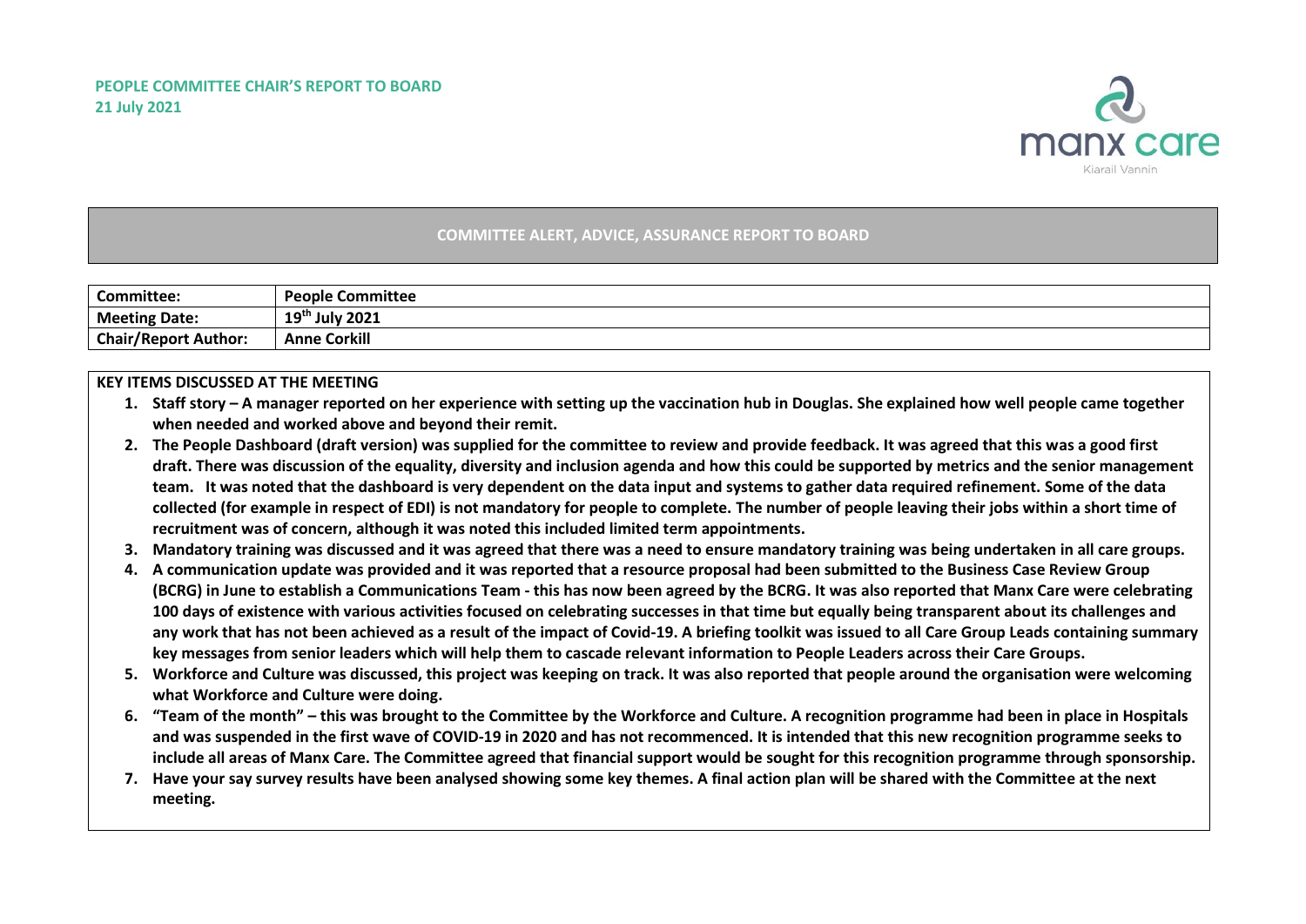**PEOPLE COMMITTEE CHAIR'S REPORT TO BOARD**
**21 July 2021**

## COMMITTEE ALERT, ADVICE, ASSURANCE REPORT TO BOARD

| **Committee:** | **People Committee** |
|---|---|
| **Meeting Date:** | **19th July 2021** |
| **Chair/Report Author:** | **Anne Corkill** |

**KEY ITEMS DISCUSSED AT THE MEETING**

1. **Staff story – A manager reported on her experience with setting up the vaccination hub in Douglas. She explained how well people came together when needed and worked above and beyond their remit.**
2. **The People Dashboard (draft version) was supplied for the committee to review and provide feedback. It was agreed that this was a good first draft. There was discussion of the equality, diversity and inclusion agenda and how this could be supported by metrics and the senior management team. It was noted that the dashboard is very dependent on the data input and systems to gather data required refinement. Some of the data collected (for example in respect of EDI) is not mandatory for people to complete. The number of people leaving their jobs within a short time of recruitment was of concern, although it was noted this included limited term appointments.**
3. **Mandatory training was discussed and it was agreed that there was a need to ensure mandatory training was being undertaken in all care groups.**
4. **A communication update was provided and it was reported that a resource proposal had been submitted to the Business Case Review Group (BCRG) in June to establish a Communications Team - this has now been agreed by the BCRG. It was also reported that Manx Care were celebrating 100 days of existence with various activities focused on celebrating successes in that time but equally being transparent about its challenges and any work that has not been achieved as a result of the impact of Covid-19. A briefing toolkit was issued to all Care Group Leads containing summary key messages from senior leaders which will help them to cascade relevant information to People Leaders across their Care Groups.**
5. **Workforce and Culture was discussed, this project was keeping on track. It was also reported that people around the organisation were welcoming what Workforce and Culture were doing.**
6. **"Team of the month" – this was brought to the Committee by the Workforce and Culture. A recognition programme had been in place in Hospitals and was suspended in the first wave of COVID-19 in 2020 and has not recommenced. It is intended that this new recognition programme seeks to include all areas of Manx Care. The Committee agreed that financial support would be sought for this recognition programme through sponsorship.**
7. **Have your say survey results have been analysed showing some key themes. A final action plan will be shared with the Committee at the next meeting.**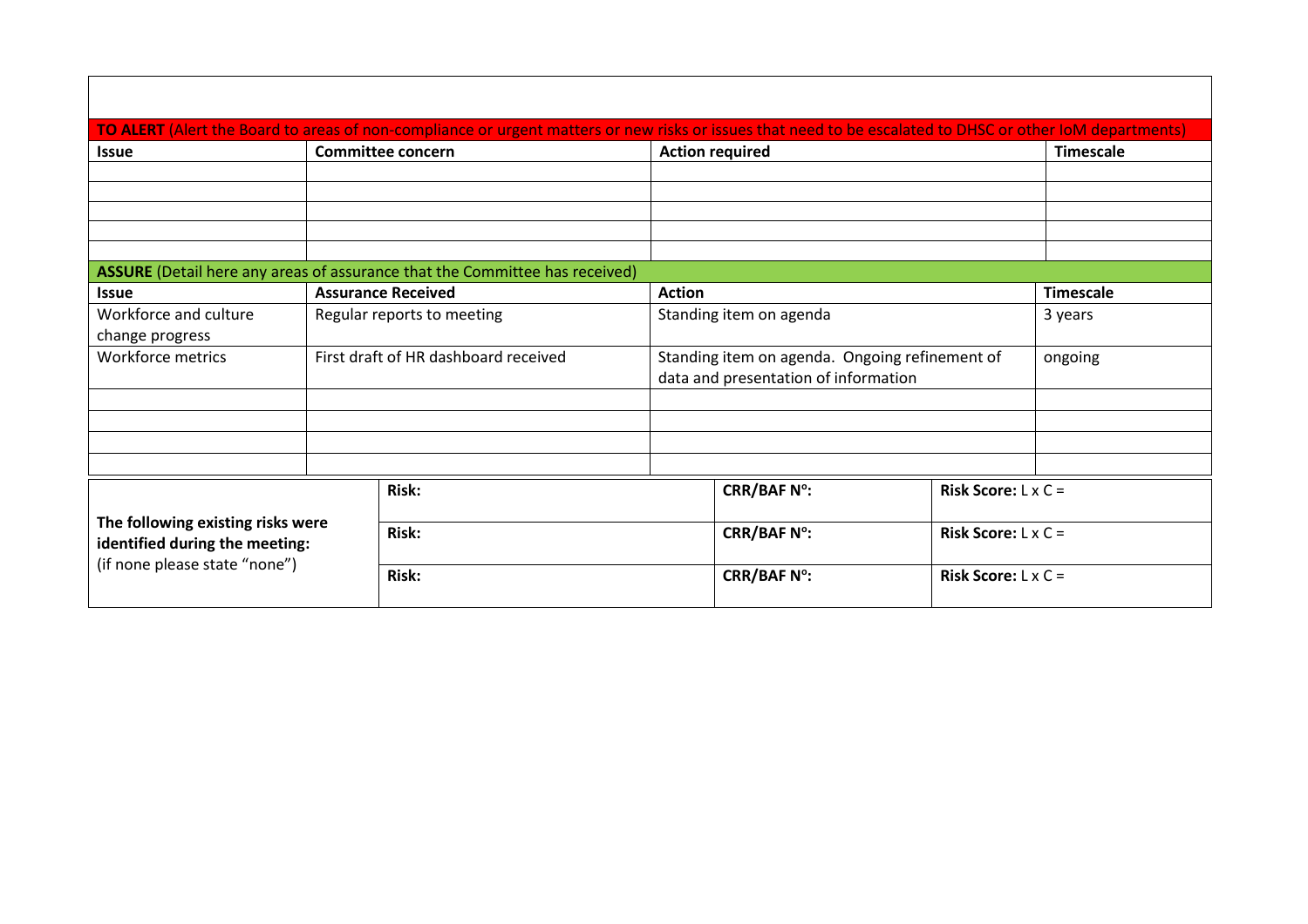| **TO ALERT** (Alert the Board to areas of non-compliance or urgent matters or new risks or issues that need to be escalated to DHSC or other IoM departments) | | | |
|---|---|---|---|
| **Issue** | **Committee concern** | **Action required** | **Timescale** |
| | | | |
| | | | |
| | | | |
| | | | |
| | | | |

| **ASSURE** (Detail here any areas of assurance that the Committee has received) | | | |
|---|---|---|---|
| **Issue** | **Assurance Received** | **Action** | **Timescale** |
| Workforce and culture change progress | Regular reports to meeting | Standing item on agenda | 3 years |
| Workforce metrics | First draft of HR dashboard received | Standing item on agenda. Ongoing refinement of data and presentation of information | ongoing |
| | | | |
| | | | |
| | | | |
| | | | |

| | | | |
|---|---|---|---|
| **The following existing risks were identified during the meeting:** (if none please state "none") | **Risk:** | **CRR/BAF Nº:** | **Risk Score:** L x C = |
| | **Risk:** | **CRR/BAF Nº:** | **Risk Score:** L x C = |
| | **Risk:** | **CRR/BAF Nº:** | **Risk Score:** L x C = |